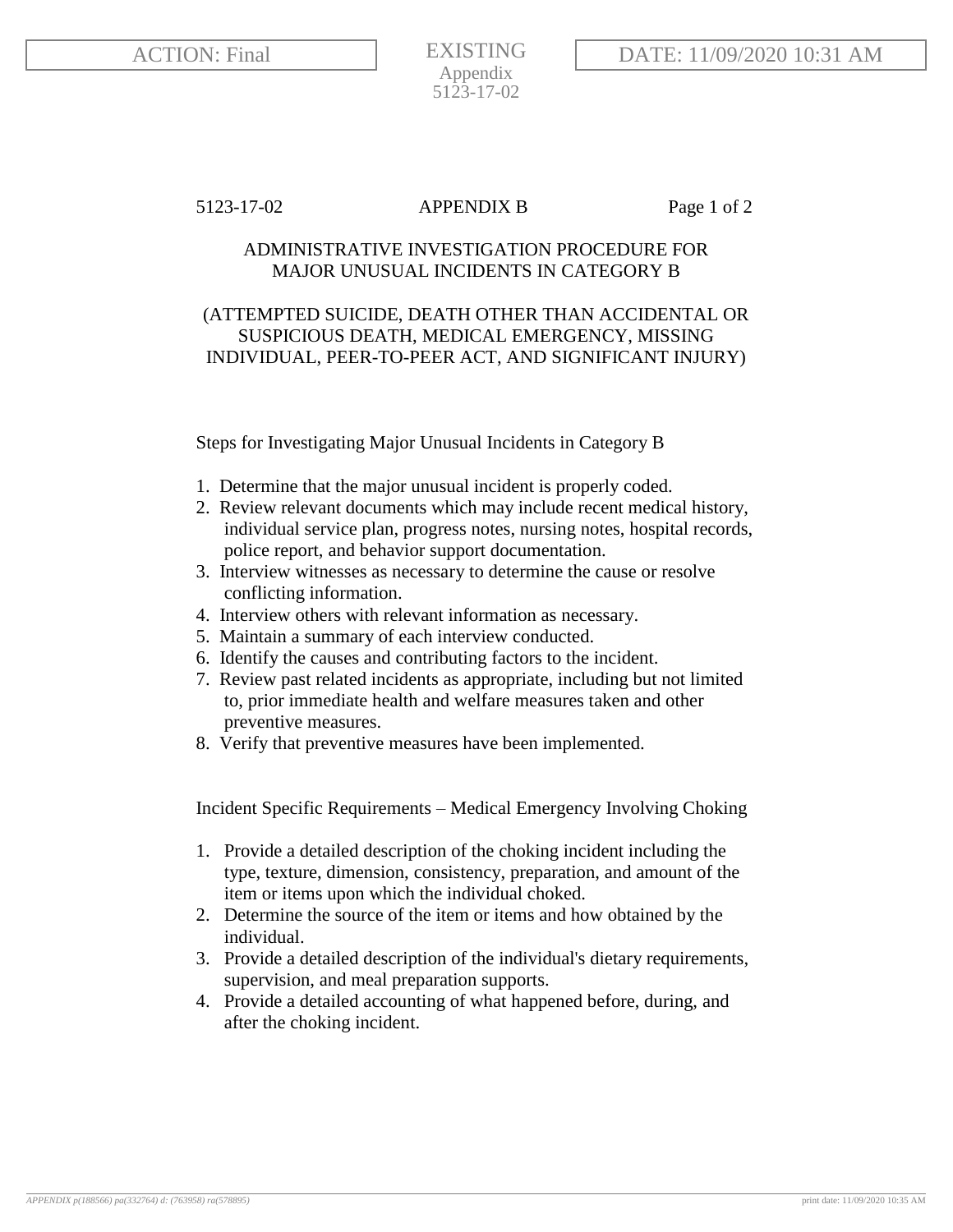5123-17-02 APPENDIX B

# ADMINISTRATIVE INVESTIGATION PROCEDURE FOR MAJOR UNUSUAL INCIDENTS IN CATEGORY B

## (ATTEMPTED SUICIDE, DEATH OTHER THAN ACCIDENTAL OR SUSPICIOUS DEATH, MEDICAL EMERGENCY, MISSING INDIVIDUAL, PEER-TO-PEER ACT, AND SIGNIFICANT INJURY)

Steps for Investigating Major Unusual Incidents in Category B

1. Determine that the major unusual incident is properly coded.
2. Review relevant documents which may include recent medical history, individual service plan, progress notes, nursing notes, hospital records, police report, and behavior support documentation.
3. Interview witnesses as necessary to determine the cause or resolve conflicting information.
4. Interview others with relevant information as necessary.
5. Maintain a summary of each interview conducted.
6. Identify the causes and contributing factors to the incident.
7. Review past related incidents as appropriate, including but not limited to, prior immediate health and welfare measures taken and other preventive measures.
8. Verify that preventive measures have been implemented.

Incident Specific Requirements – Medical Emergency Involving Choking

1. Provide a detailed description of the choking incident including the type, texture, dimension, consistency, preparation, and amount of the item or items upon which the individual choked.
2. Determine the source of the item or items and how obtained by the individual.
3. Provide a detailed description of the individual's dietary requirements, supervision, and meal preparation supports.
4. Provide a detailed accounting of what happened before, during, and after the choking incident.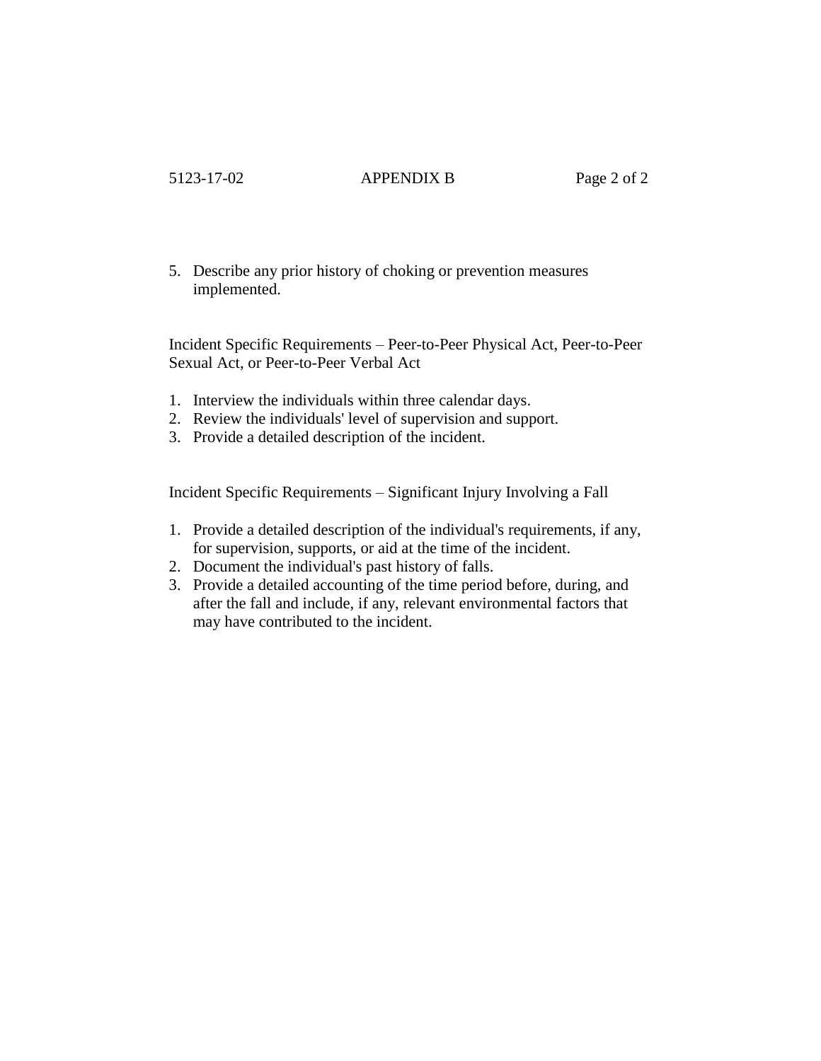5. Describe any prior history of choking or prevention measures implemented.

Incident Specific Requirements – Peer-to-Peer Physical Act, Peer-to-Peer Sexual Act, or Peer-to-Peer Verbal Act

1. Interview the individuals within three calendar days.
2. Review the individuals' level of supervision and support.
3. Provide a detailed description of the incident.

Incident Specific Requirements – Significant Injury Involving a Fall

1. Provide a detailed description of the individual's requirements, if any, for supervision, supports, or aid at the time of the incident.
2. Document the individual's past history of falls.
3. Provide a detailed accounting of the time period before, during, and after the fall and include, if any, relevant environmental factors that may have contributed to the incident.